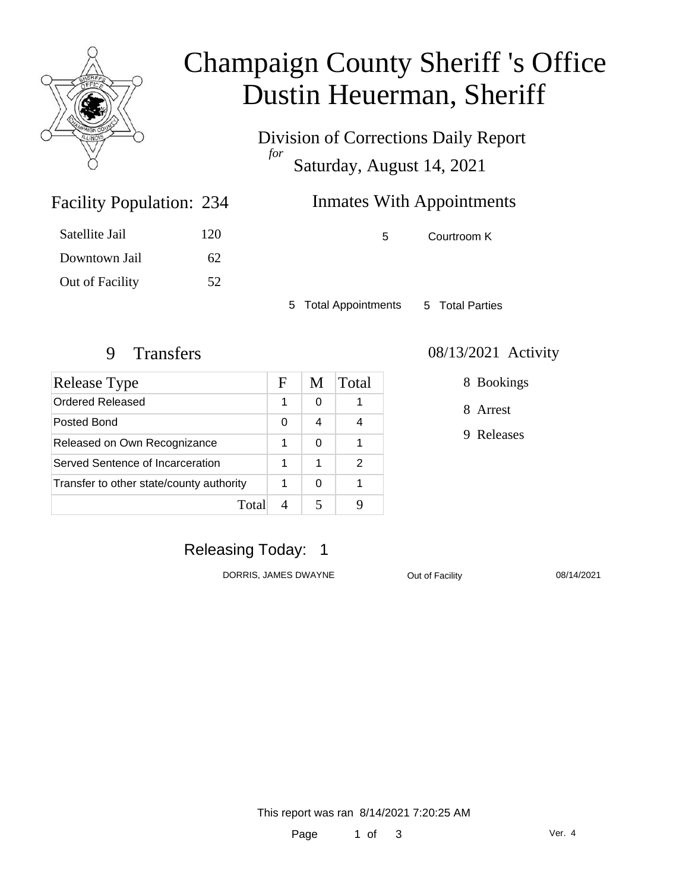# Champaign County Sheriff 's Office
# Dustin Heuerman, Sheriff

Division of Corrections Daily Report
*for*
Saturday, August 14, 2021

## Facility Population: 234

| | |
|---|---|
| Satellite Jail | 120 |
| Downtown Jail | 62 |
| Out of Facility | 52 |

## Inmates With Appointments

5 Courtroom K

5 Total Appointments 5 Total Parties

## 9 Transfers

| Release Type | F | M | Total |
|---|---|---|---|
| Ordered Released | 1 | 0 | 1 |
| Posted Bond | 0 | 4 | 4 |
| Released on Own Recognizance | 1 | 0 | 1 |
| Served Sentence of Incarceration | 1 | 1 | 2 |
| Transfer to other state/county authority | 1 | 0 | 1 |
| Total | 4 | 5 | 9 |

## 08/13/2021 Activity

- 8 Bookings
- 8 Arrest
- 9 Releases

## Releasing Today: 1

| | | |
|---|---|---|
| DORRIS, JAMES DWAYNE | Out of Facility | 08/14/2021 |

This report was ran 8/14/2021 7:20:25 AM

Ver. 4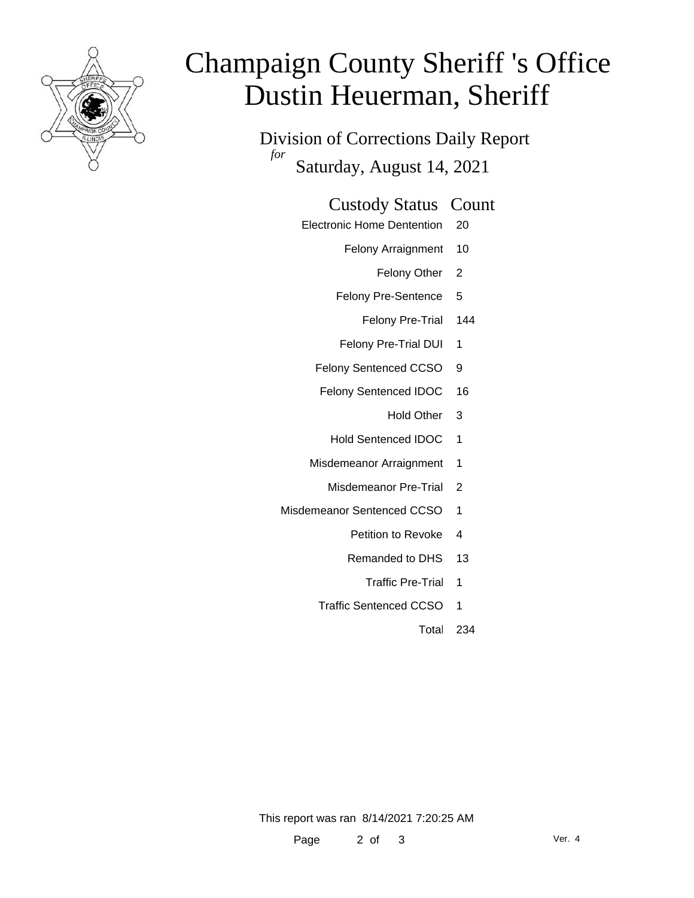# Champaign County Sheriff 's Office
# Dustin Heuerman, Sheriff

## Division of Corrections Daily Report

*for*

Saturday, August 14, 2021

| Custody Status | Count |
|---|---|
| Electronic Home Dentention | 20 |
| Felony Arraignment | 10 |
| Felony Other | 2 |
| Felony Pre-Sentence | 5 |
| Felony Pre-Trial | 144 |
| Felony Pre-Trial DUI | 1 |
| Felony Sentenced CCSO | 9 |
| Felony Sentenced IDOC | 16 |
| Hold Other | 3 |
| Hold Sentenced IDOC | 1 |
| Misdemeanor Arraignment | 1 |
| Misdemeanor Pre-Trial | 2 |
| Misdemeanor Sentenced CCSO | 1 |
| Petition to Revoke | 4 |
| Remanded to DHS | 13 |
| Traffic Pre-Trial | 1 |
| Traffic Sentenced CCSO | 1 |
| Total | 234 |

This report was ran 8/14/2021 7:20:25 AM

Ver. 4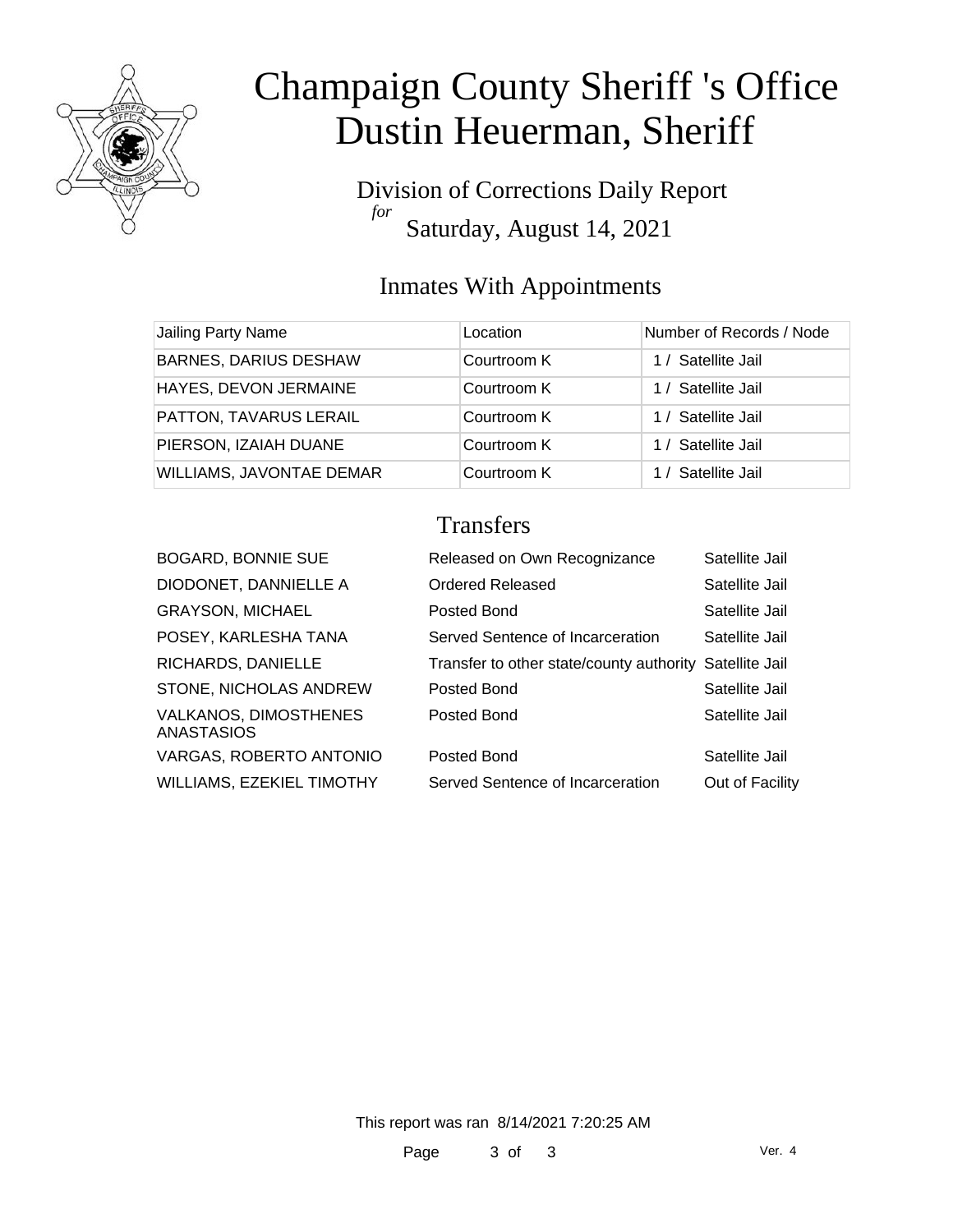# Champaign County Sheriff 's Office
# Dustin Heuerman, Sheriff

Division of Corrections Daily Report
*for*
Saturday, August 14, 2021

## Inmates With Appointments

| Jailing Party Name | Location | Number of Records / Node |
|---|---|---|
| BARNES, DARIUS DESHAW | Courtroom K | 1 / Satellite Jail |
| HAYES, DEVON JERMAINE | Courtroom K | 1 / Satellite Jail |
| PATTON, TAVARUS LERAIL | Courtroom K | 1 / Satellite Jail |
| PIERSON, IZAIAH DUANE | Courtroom K | 1 / Satellite Jail |
| WILLIAMS, JAVONTAE DEMAR | Courtroom K | 1 / Satellite Jail |

## Transfers

| | | |
|---|---|---|
| BOGARD, BONNIE SUE | Released on Own Recognizance | Satellite Jail |
| DIODONET, DANNIELLE A | Ordered Released | Satellite Jail |
| GRAYSON, MICHAEL | Posted Bond | Satellite Jail |
| POSEY, KARLESHA TANA | Served Sentence of Incarceration | Satellite Jail |
| RICHARDS, DANIELLE | Transfer to other state/county authority | Satellite Jail |
| STONE, NICHOLAS ANDREW | Posted Bond | Satellite Jail |
| VALKANOS, DIMOSTHENES ANASTASIOS | Posted Bond | Satellite Jail |
| VARGAS, ROBERTO ANTONIO | Posted Bond | Satellite Jail |
| WILLIAMS, EZEKIEL TIMOTHY | Served Sentence of Incarceration | Out of Facility |

This report was ran 8/14/2021 7:20:25 AM

Ver. 4